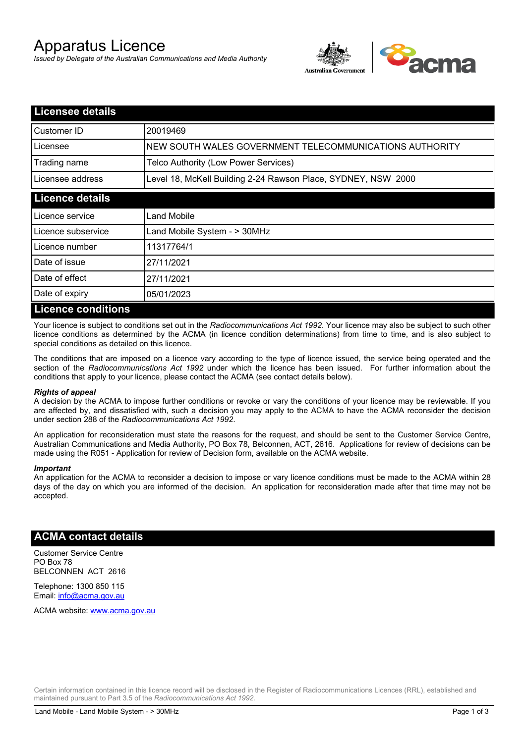# Apparatus Licence

*Issued by Delegate of the Australian Communications and Media Authority*

## Licensee details

| | |
|---|---|
| Customer ID | 20019469 |
| Licensee | NEW SOUTH WALES GOVERNMENT TELECOMMUNICATIONS AUTHORITY |
| Trading name | Telco Authority (Low Power Services) |
| Licensee address | Level 18, McKell Building 2-24 Rawson Place, SYDNEY, NSW 2000 |

## Licence details

| | |
|---|---|
| Licence service | Land Mobile |
| Licence subservice | Land Mobile System - > 30MHz |
| Licence number | 11317764/1 |
| Date of issue | 27/11/2021 |
| Date of effect | 27/11/2021 |
| Date of expiry | 05/01/2023 |

## Licence conditions

Your licence is subject to conditions set out in the *Radiocommunications Act 1992*. Your licence may also be subject to such other licence conditions as determined by the ACMA (in licence condition determinations) from time to time, and is also subject to special conditions as detailed on this licence.

The conditions that are imposed on a licence vary according to the type of licence issued, the service being operated and the section of the *Radiocommunications Act 1992* under which the licence has been issued. For further information about the conditions that apply to your licence, please contact the ACMA (see contact details below).

***Rights of appeal***

A decision by the ACMA to impose further conditions or revoke or vary the conditions of your licence may be reviewable. If you are affected by, and dissatisfied with, such a decision you may apply to the ACMA to have the ACMA reconsider the decision under section 288 of the *Radiocommunications Act 1992*.

An application for reconsideration must state the reasons for the request, and should be sent to the Customer Service Centre, Australian Communications and Media Authority, PO Box 78, Belconnen, ACT, 2616. Applications for review of decisions can be made using the R051 - Application for review of Decision form, available on the ACMA website.

***Important***

An application for the ACMA to reconsider a decision to impose or vary licence conditions must be made to the ACMA within 28 days of the day on which you are informed of the decision. An application for reconsideration made after that time may not be accepted.

## ACMA contact details

Customer Service Centre
PO Box 78
BELCONNEN ACT 2616

Telephone: 1300 850 115
Email: info@acma.gov.au

ACMA website: www.acma.gov.au

Certain information contained in this licence record will be disclosed in the Register of Radiocommunications Licences (RRL), established and maintained pursuant to Part 3.5 of the *Radiocommunications Act 1992.*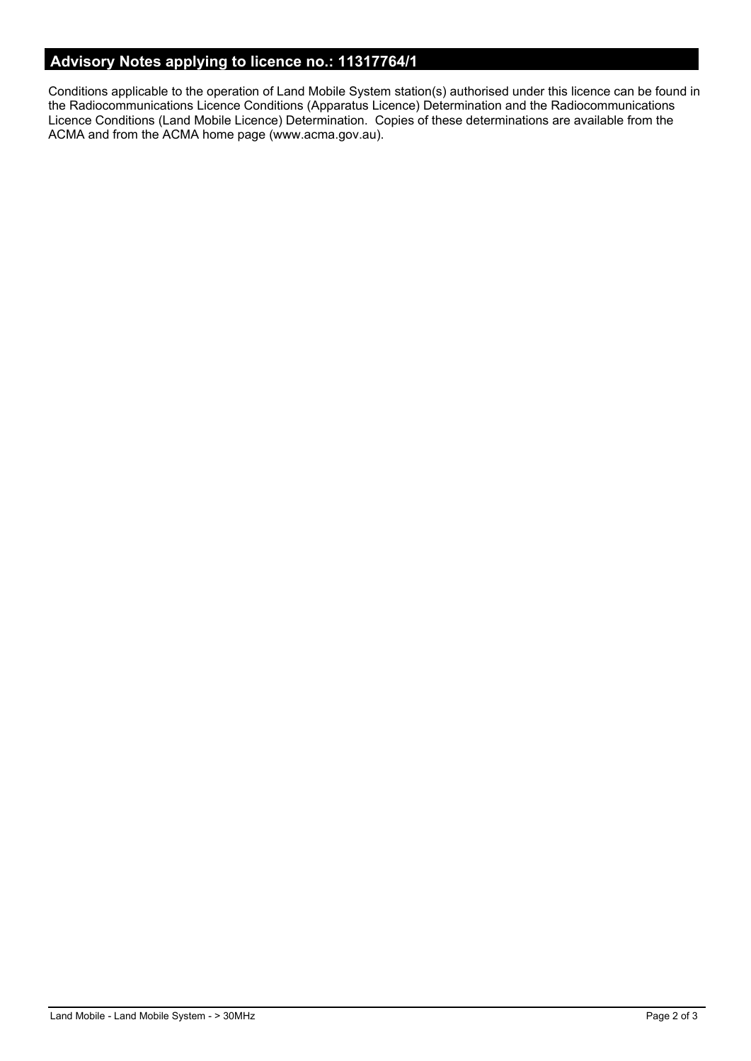## Advisory Notes applying to licence no.: 11317764/1

Conditions applicable to the operation of Land Mobile System station(s) authorised under this licence can be found in the Radiocommunications Licence Conditions (Apparatus Licence) Determination and the Radiocommunications Licence Conditions (Land Mobile Licence) Determination. Copies of these determinations are available from the ACMA and from the ACMA home page (www.acma.gov.au).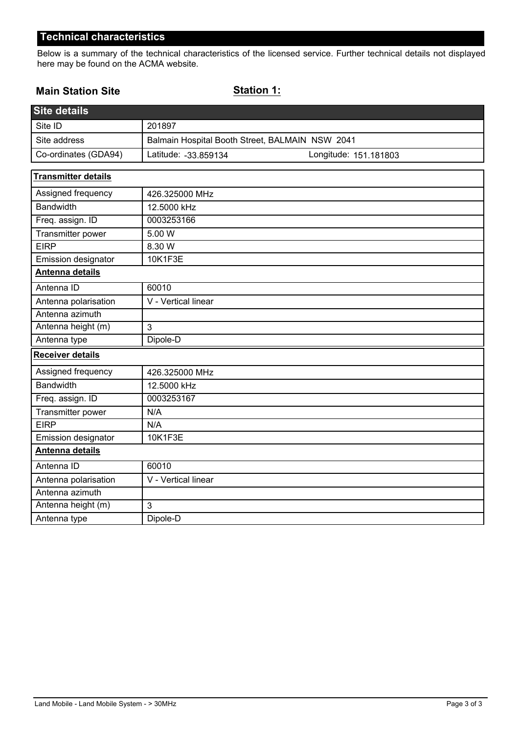## Technical characteristics

Below is a summary of the technical characteristics of the licensed service. Further technical details not displayed here may be found on the ACMA website.

**Main Station Site** **Station 1:**

| Site details | |
|---|---|
| Site ID | 201897 |
| Site address | Balmain Hospital Booth Street, BALMAIN NSW 2041 |
| Co-ordinates (GDA94) | Latitude: -33.859134 Longitude: 151.181803 |

| Transmitter details | |
|---|---|
| Assigned frequency | 426.325000 MHz |
| Bandwidth | 12.5000 kHz |
| Freq. assign. ID | 0003253166 |
| Transmitter power | 5.00 W |
| EIRP | 8.30 W |
| Emission designator | 10K1F3E |
| **Antenna details** | |
| Antenna ID | 60010 |
| Antenna polarisation | V - Vertical linear |
| Antenna azimuth | |
| Antenna height (m) | 3 |
| Antenna type | Dipole-D |

| Receiver details | |
|---|---|
| Assigned frequency | 426.325000 MHz |
| Bandwidth | 12.5000 kHz |
| Freq. assign. ID | 0003253167 |
| Transmitter power | N/A |
| EIRP | N/A |
| Emission designator | 10K1F3E |
| **Antenna details** | |
| Antenna ID | 60010 |
| Antenna polarisation | V - Vertical linear |
| Antenna azimuth | |
| Antenna height (m) | 3 |
| Antenna type | Dipole-D |